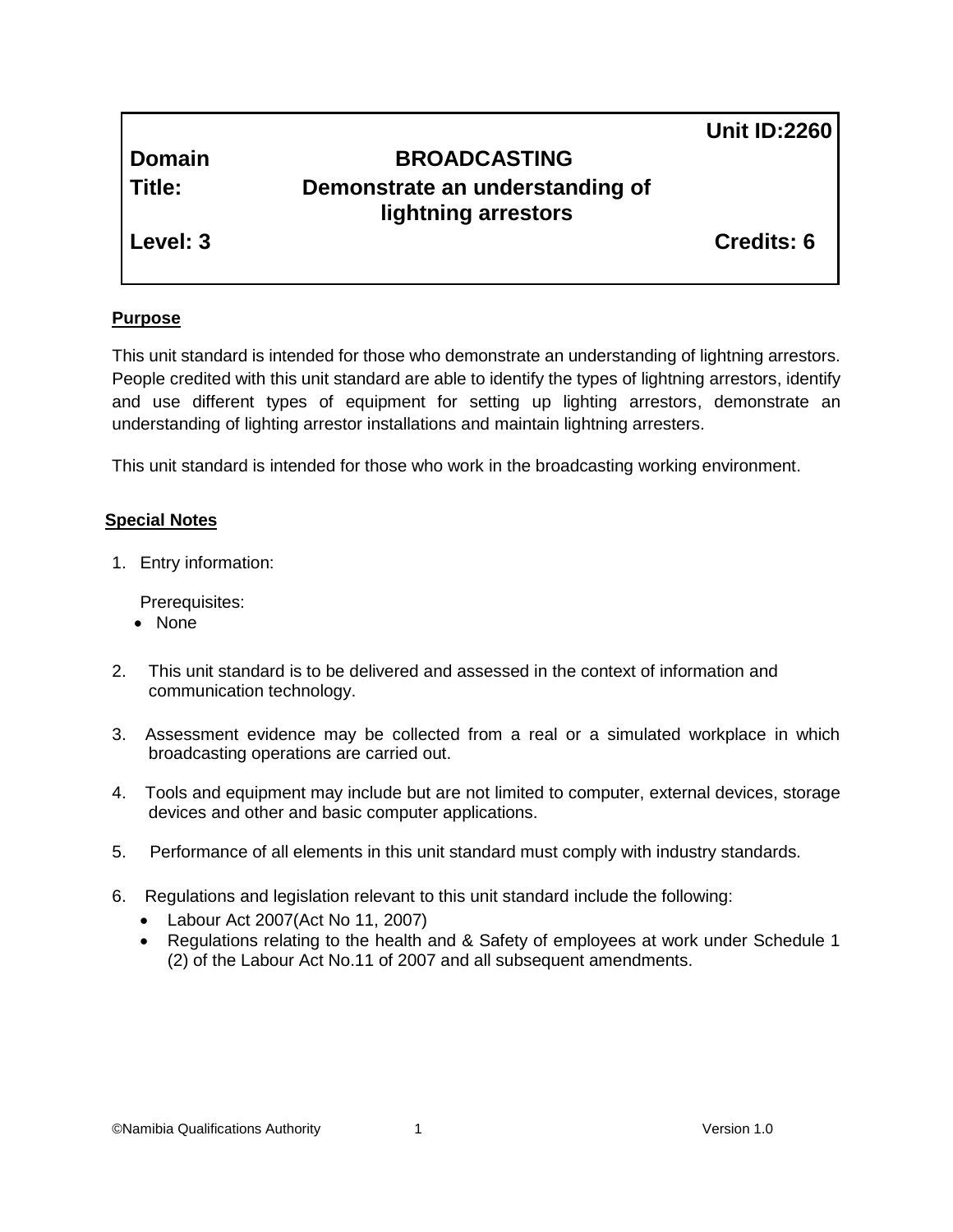**Unit ID:2260**

| | | |
|---|---|---|
| **Domain** | **BROADCASTING** | |
| **Title:** | **Demonstrate an understanding of lightning arrestors** | |
| **Level: 3** | | **Credits: 6** |

**Purpose**

This unit standard is intended for those who demonstrate an understanding of lightning arrestors. People credited with this unit standard are able to identify the types of lightning arrestors, identify and use different types of equipment for setting up lighting arrestors, demonstrate an understanding of lighting arrestor installations and maintain lightning arresters.

This unit standard is intended for those who work in the broadcasting working environment.

**Special Notes**

1. Entry information:

   Prerequisites:
   - None

2. This unit standard is to be delivered and assessed in the context of information and communication technology.

3. Assessment evidence may be collected from a real or a simulated workplace in which broadcasting operations are carried out.

4. Tools and equipment may include but are not limited to computer, external devices, storage devices and other and basic computer applications.

5. Performance of all elements in this unit standard must comply with industry standards.

6. Regulations and legislation relevant to this unit standard include the following:
   - Labour Act 2007(Act No 11, 2007)
   - Regulations relating to the health and & Safety of employees at work under Schedule 1 (2) of the Labour Act No.11 of 2007 and all subsequent amendments.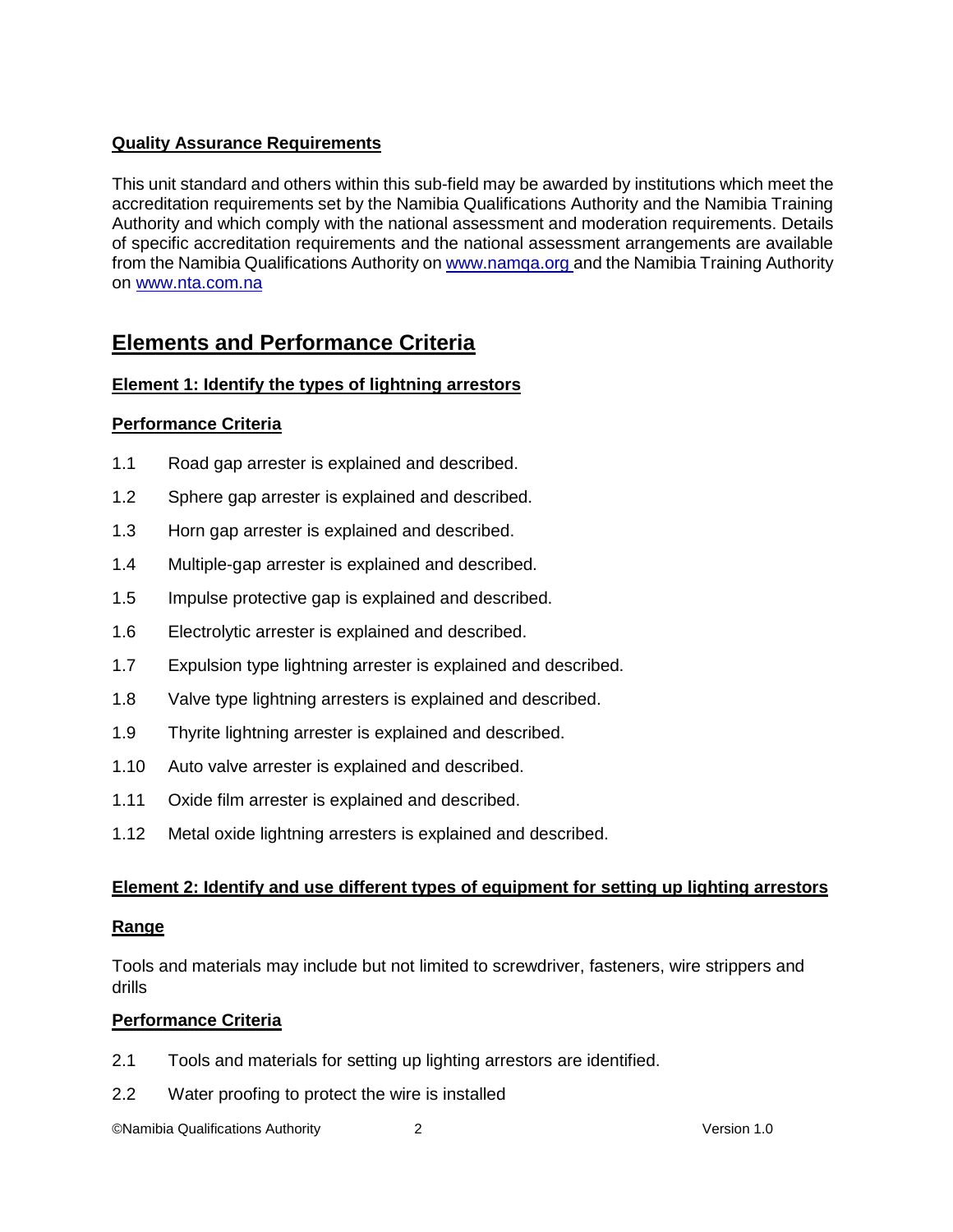### Quality Assurance Requirements

This unit standard and others within this sub-field may be awarded by institutions which meet the accreditation requirements set by the Namibia Qualifications Authority and the Namibia Training Authority and which comply with the national assessment and moderation requirements. Details of specific accreditation requirements and the national assessment arrangements are available from the Namibia Qualifications Authority on www.namqa.org and the Namibia Training Authority on www.nta.com.na

## Elements and Performance Criteria

### Element 1: Identify the types of lightning arrestors

#### Performance Criteria

1.1 Road gap arrester is explained and described.

1.2 Sphere gap arrester is explained and described.

1.3 Horn gap arrester is explained and described.

1.4 Multiple-gap arrester is explained and described.

1.5 Impulse protective gap is explained and described.

1.6 Electrolytic arrester is explained and described.

1.7 Expulsion type lightning arrester is explained and described.

1.8 Valve type lightning arresters is explained and described.

1.9 Thyrite lightning arrester is explained and described.

1.10 Auto valve arrester is explained and described.

1.11 Oxide film arrester is explained and described.

1.12 Metal oxide lightning arresters is explained and described.

### Element 2: Identify and use different types of equipment for setting up lighting arrestors

#### Range

Tools and materials may include but not limited to screwdriver, fasteners, wire strippers and drills

#### Performance Criteria

2.1 Tools and materials for setting up lighting arrestors are identified.

2.2 Water proofing to protect the wire is installed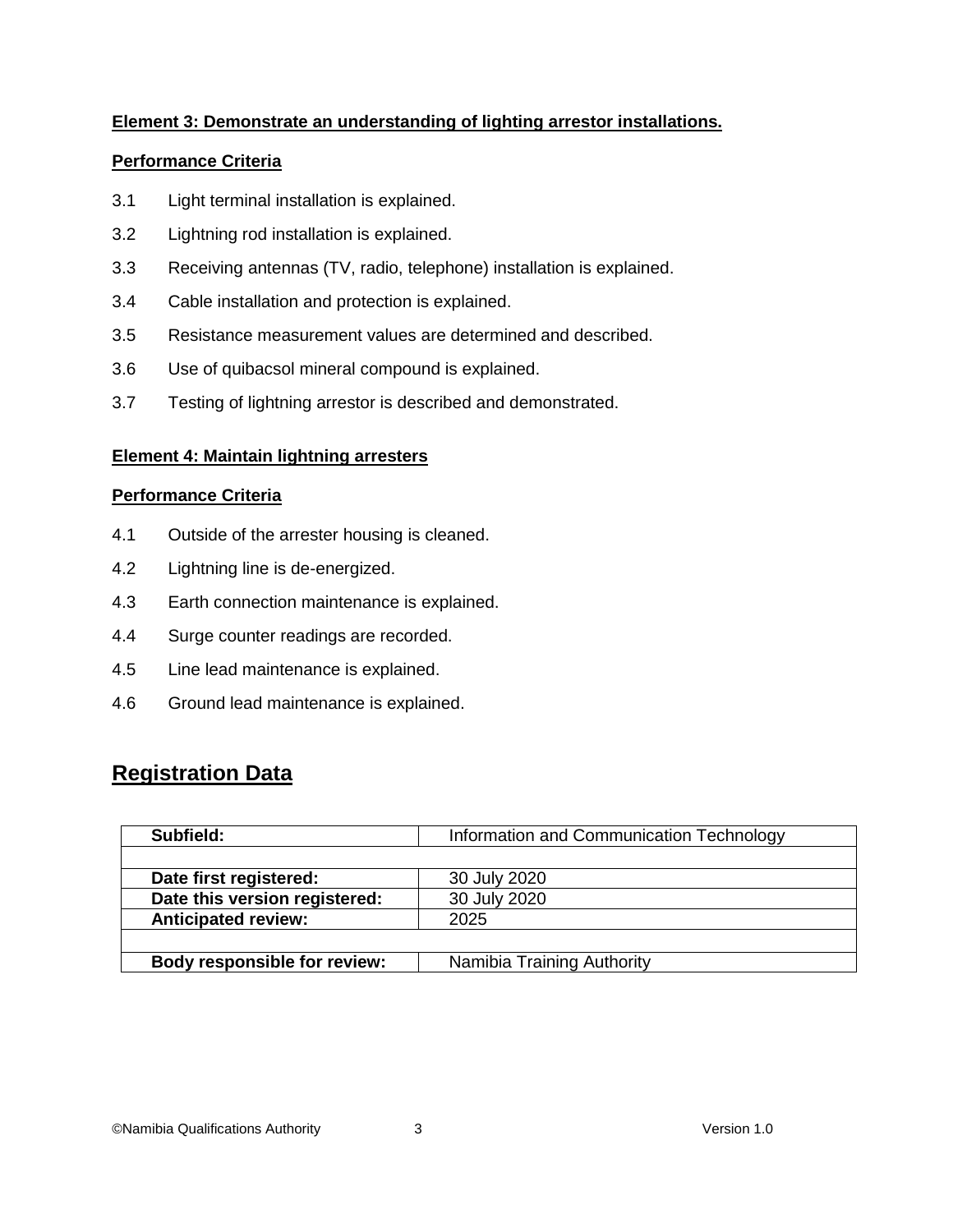**Element 3: Demonstrate an understanding of lighting arrestor installations.**

**Performance Criteria**

3.1 Light terminal installation is explained.

3.2 Lightning rod installation is explained.

3.3 Receiving antennas (TV, radio, telephone) installation is explained.

3.4 Cable installation and protection is explained.

3.5 Resistance measurement values are determined and described.

3.6 Use of quibacsol mineral compound is explained.

3.7 Testing of lightning arrestor is described and demonstrated.

**Element 4: Maintain lightning arresters**

**Performance Criteria**

4.1 Outside of the arrester housing is cleaned.

4.2 Lightning line is de-energized.

4.3 Earth connection maintenance is explained.

4.4 Surge counter readings are recorded.

4.5 Line lead maintenance is explained.

4.6 Ground lead maintenance is explained.

## Registration Data

| | |
|---|---|
| **Subfield:** | Information and Communication Technology |
| | |
| **Date first registered:** | 30 July 2020 |
| **Date this version registered:** | 30 July 2020 |
| **Anticipated review:** | 2025 |
| | |
| **Body responsible for review:** | Namibia Training Authority |